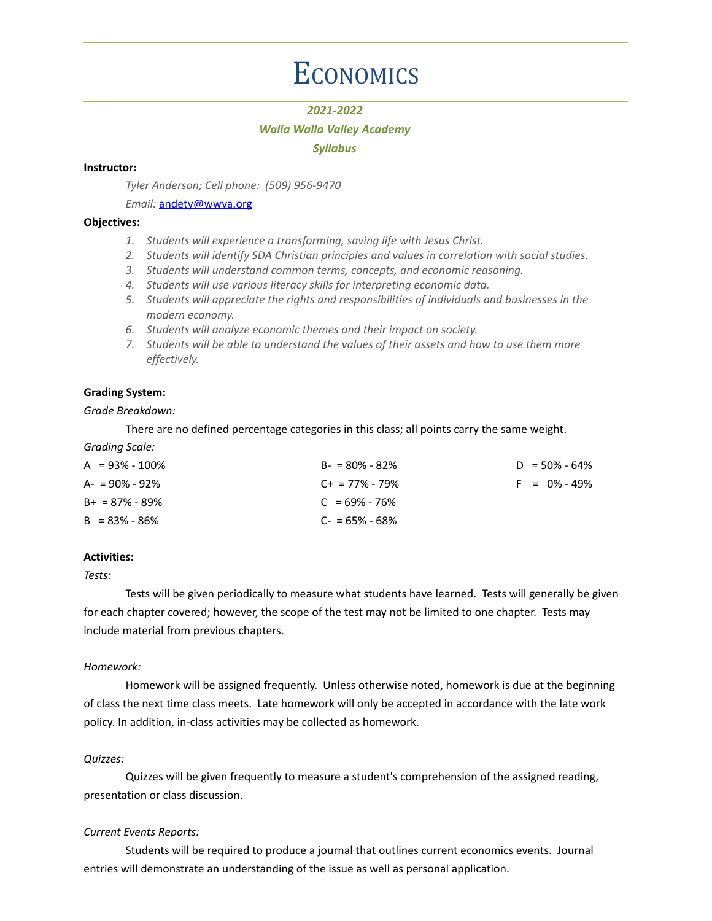# Economics

***2021-2022***

***Walla Walla Valley Academy***

***Syllabus***

**Instructor:**

*Tyler Anderson; Cell phone: (509) 956-9470*

*Email:* [andety@wwva.org](mailto:andety@wwva.org)

**Objectives:**

1. *Students will experience a transforming, saving life with Jesus Christ.*
2. *Students will identify SDA Christian principles and values in correlation with social studies.*
3. *Students will understand common terms, concepts, and economic reasoning.*
4. *Students will use various literacy skills for interpreting economic data.*
5. *Students will appreciate the rights and responsibilities of individuals and businesses in the modern economy.*
6. *Students will analyze economic themes and their impact on society.*
7. *Students will be able to understand the values of their assets and how to use them more effectively.*

**Grading System:**

*Grade Breakdown:*

There are no defined percentage categories in this class; all points carry the same weight.

*Grading Scale:*

| | | |
|---|---|---|
| A = 93% - 100% | B- = 80% - 82% | D = 50% - 64% |
| A- = 90% - 92% | C+ = 77% - 79% | F = 0% - 49% |
| B+ = 87% - 89% | C = 69% - 76% | |
| B = 83% - 86% | C- = 65% - 68% | |

**Activities:**

*Tests:*

Tests will be given periodically to measure what students have learned. Tests will generally be given for each chapter covered; however, the scope of the test may not be limited to one chapter. Tests may include material from previous chapters.

*Homework:*

Homework will be assigned frequently. Unless otherwise noted, homework is due at the beginning of class the next time class meets. Late homework will only be accepted in accordance with the late work policy. In addition, in-class activities may be collected as homework.

*Quizzes:*

Quizzes will be given frequently to measure a student's comprehension of the assigned reading, presentation or class discussion.

*Current Events Reports:*

Students will be required to produce a journal that outlines current economics events. Journal entries will demonstrate an understanding of the issue as well as personal application.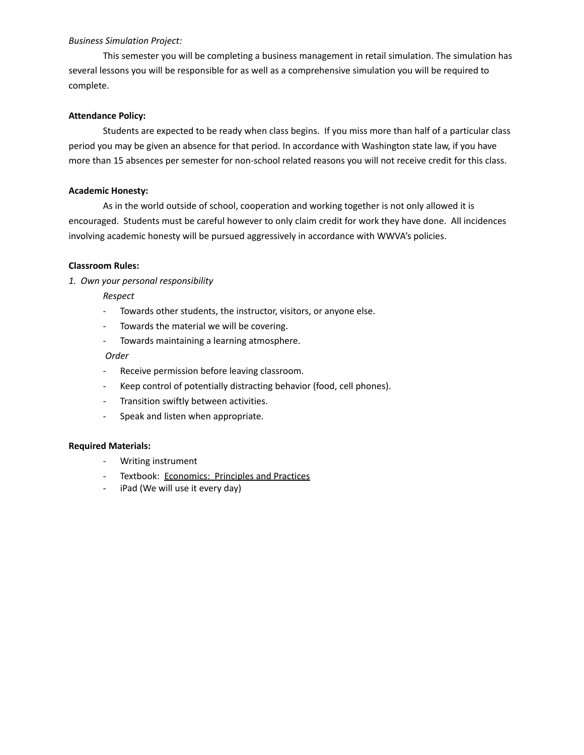*Business Simulation Project:*

This semester you will be completing a business management in retail simulation. The simulation has several lessons you will be responsible for as well as a comprehensive simulation you will be required to complete.

**Attendance Policy:**

Students are expected to be ready when class begins. If you miss more than half of a particular class period you may be given an absence for that period. In accordance with Washington state law, if you have more than 15 absences per semester for non-school related reasons you will not receive credit for this class.

**Academic Honesty:**

As in the world outside of school, cooperation and working together is not only allowed it is encouraged. Students must be careful however to only claim credit for work they have done. All incidences involving academic honesty will be pursued aggressively in accordance with WWVA's policies.

**Classroom Rules:**

*1. Own your personal responsibility*

*Respect*

- Towards other students, the instructor, visitors, or anyone else.
- Towards the material we will be covering.
- Towards maintaining a learning atmosphere.

*Order*

- Receive permission before leaving classroom.
- Keep control of potentially distracting behavior (food, cell phones).
- Transition swiftly between activities.
- Speak and listen when appropriate.

**Required Materials:**

- Writing instrument
- Textbook: <u>Economics: Principles and Practices</u>
- iPad (We will use it every day)